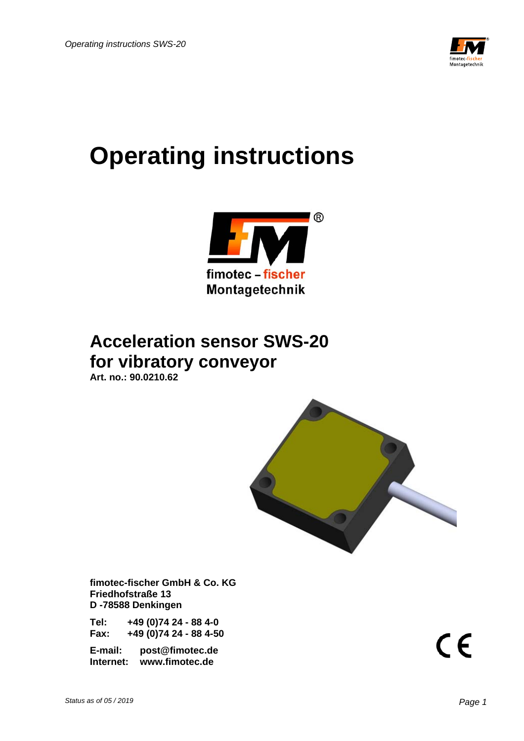# Operating instructions

fimotec – fischer
Montagetechnik

## Acceleration sensor SWS-20 for vibratory conveyor

**Art. no.: 90.0210.62**

**fimotec-fischer GmbH & Co. KG**
**Friedhofstraße 13**
**D -78588 Denkingen**

**Tel:** **+49 (0)74 24 - 88 4-0**
**Fax:** **+49 (0)74 24 - 88 4-50**

**E-mail:** **post@fimotec.de**
**Internet:** **www.fimotec.de**

CE

*Status as of 05 / 2019*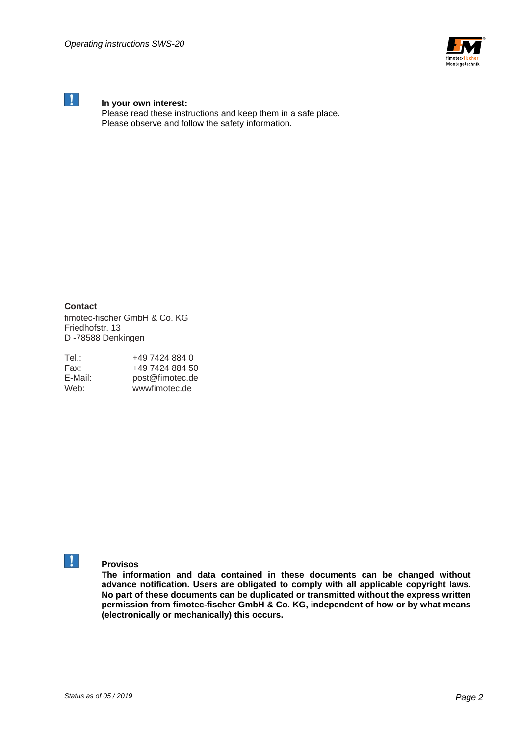**In your own interest:**
Please read these instructions and keep them in a safe place.
Please observe and follow the safety information.

**Contact**
fimotec-fischer GmbH & Co. KG
Friedhofstr. 13
D -78588 Denkingen

| | |
|---|---|
| Tel.: | +49 7424 884 0 |
| Fax: | +49 7424 884 50 |
| E-Mail: | post@fimotec.de |
| Web: | wwwfimotec.de |

**Provisos**
**The information and data contained in these documents can be changed without advance notification. Users are obligated to comply with all applicable copyright laws. No part of these documents can be duplicated or transmitted without the express written permission from fimotec-fischer GmbH & Co. KG, independent of how or by what means (electronically or mechanically) this occurs.**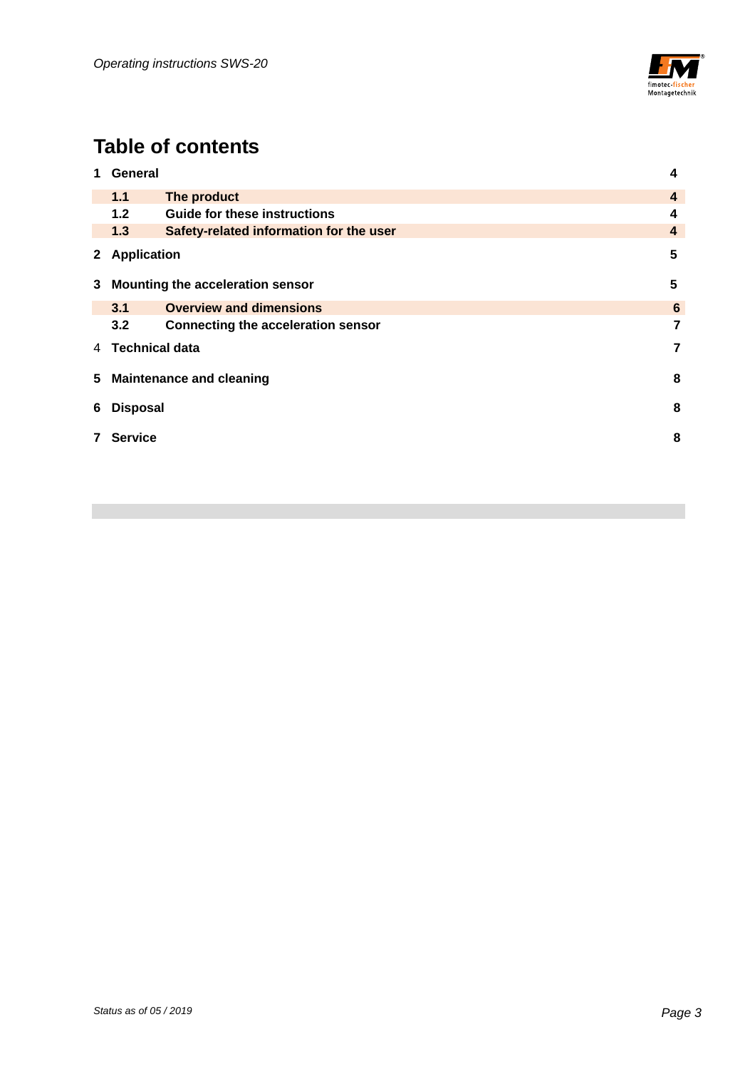# Table of contents

| | | |
|---|---|---|
| **1 General** | | **4** |
| **1.1** | **The product** | **4** |
| **1.2** | **Guide for these instructions** | **4** |
| **1.3** | **Safety-related information for the user** | **4** |
| **2 Application** | | **5** |
| **3 Mounting the acceleration sensor** | | **5** |
| **3.1** | **Overview and dimensions** | **6** |
| **3.2** | **Connecting the acceleration sensor** | **7** |
| 4 **Technical data** | | **7** |
| **5 Maintenance and cleaning** | | **8** |
| **6 Disposal** | | **8** |
| **7 Service** | | **8** |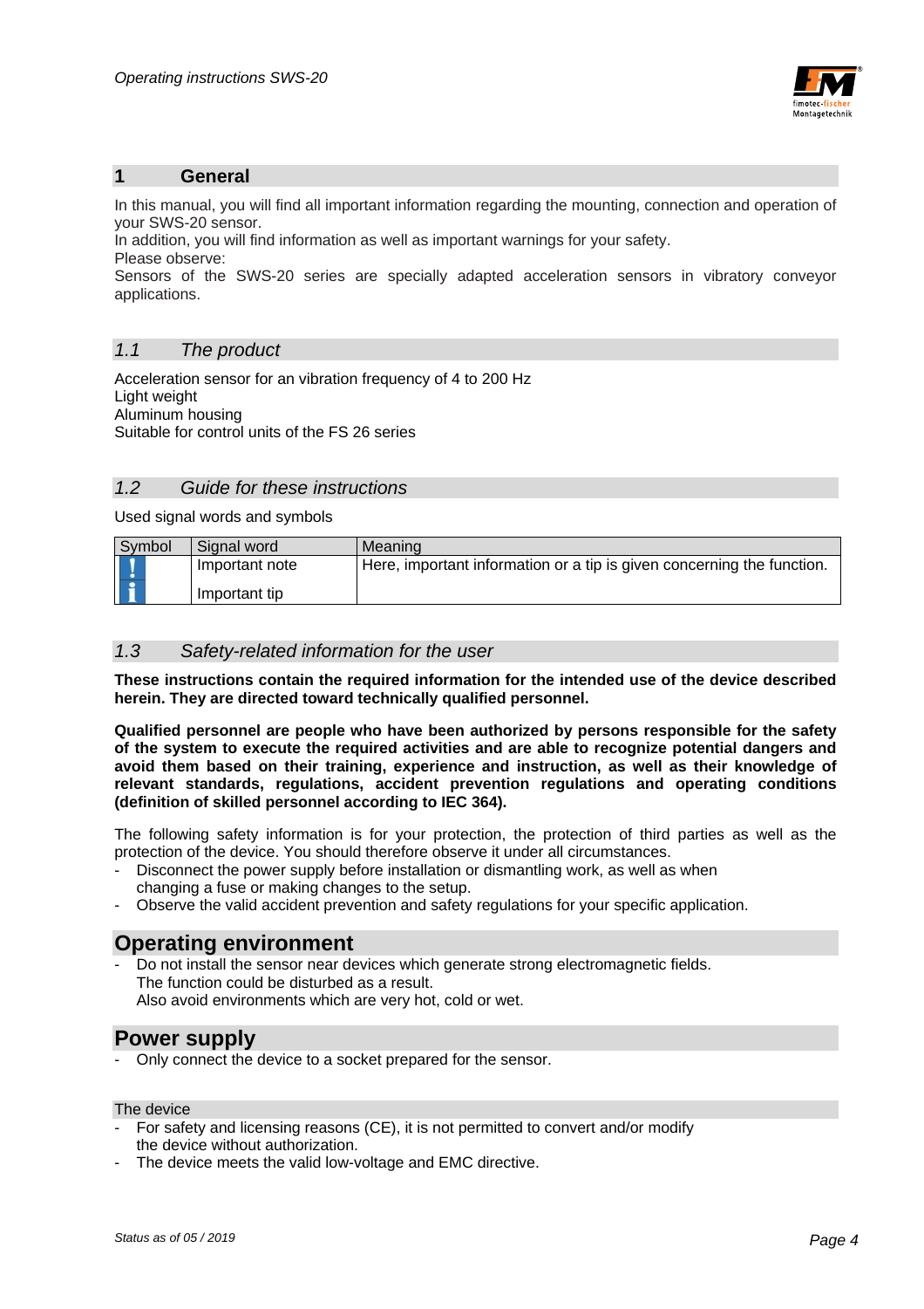# 1 General

In this manual, you will find all important information regarding the mounting, connection and operation of your SWS-20 sensor.
In addition, you will find information as well as important warnings for your safety.
Please observe:
Sensors of the SWS-20 series are specially adapted acceleration sensors in vibratory conveyor applications.

## *1.1 The product*

Acceleration sensor for an vibration frequency of 4 to 200 Hz
Light weight
Aluminum housing
Suitable for control units of the FS 26 series

## *1.2 Guide for these instructions*

Used signal words and symbols

| Symbol | Signal word | Meaning |
|---|---|---|
| ! | Important note | Here, important information or a tip is given concerning the function. |
| i | Important tip | |

## *1.3 Safety-related information for the user*

**These instructions contain the required information for the intended use of the device described herein. They are directed toward technically qualified personnel.**

**Qualified personnel are people who have been authorized by persons responsible for the safety of the system to execute the required activities and are able to recognize potential dangers and avoid them based on their training, experience and instruction, as well as their knowledge of relevant standards, regulations, accident prevention regulations and operating conditions (definition of skilled personnel according to IEC 364).**

The following safety information is for your protection, the protection of third parties as well as the protection of the device. You should therefore observe it under all circumstances.

- Disconnect the power supply before installation or dismantling work, as well as when changing a fuse or making changes to the setup.
- Observe the valid accident prevention and safety regulations for your specific application.

## Operating environment

- Do not install the sensor near devices which generate strong electromagnetic fields. The function could be disturbed as a result.
  Also avoid environments which are very hot, cold or wet.

## Power supply

- Only connect the device to a socket prepared for the sensor.

The device

- For safety and licensing reasons (CE), it is not permitted to convert and/or modify the device without authorization.
- The device meets the valid low-voltage and EMC directive.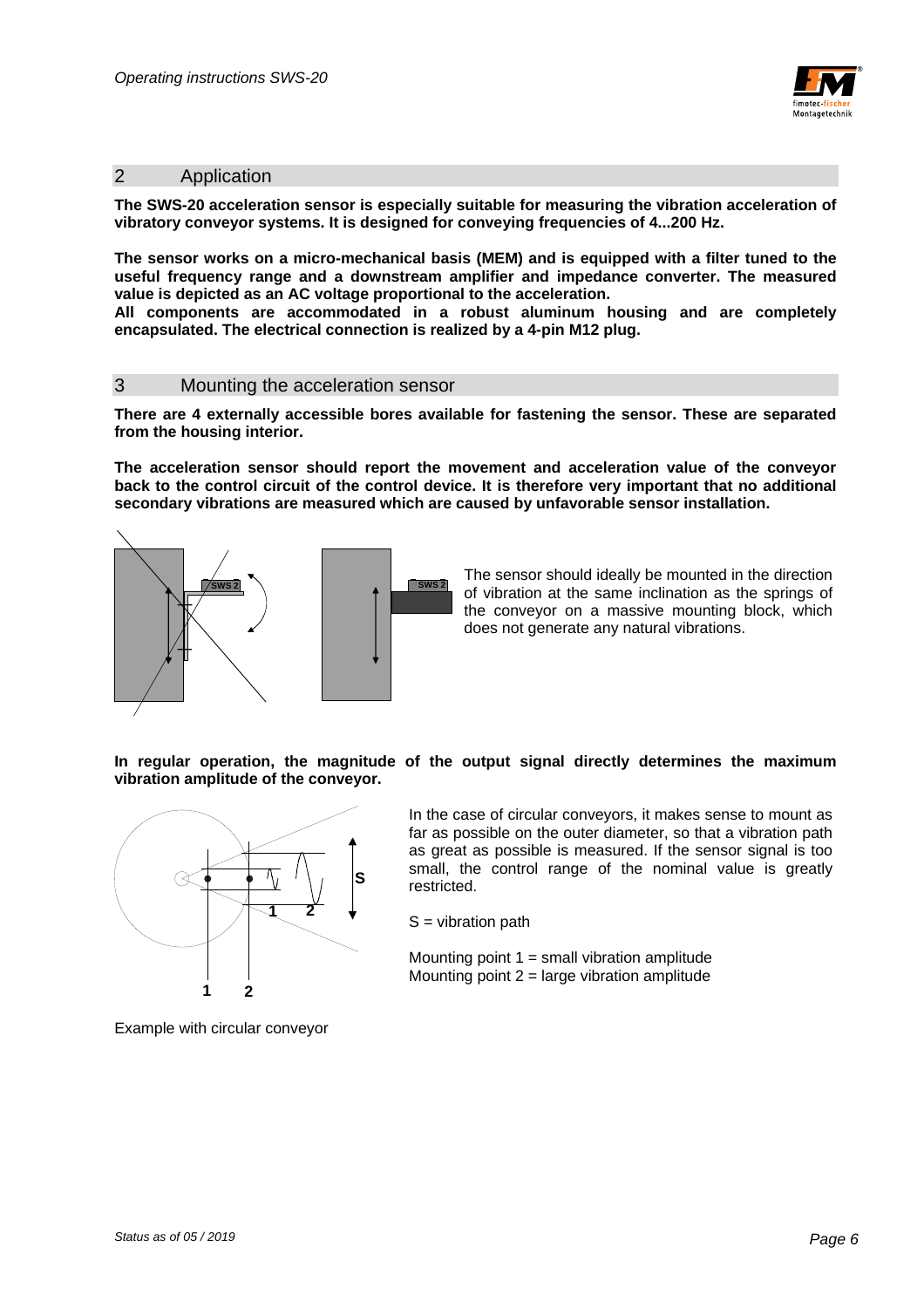## 2 Application

**The SWS-20 acceleration sensor is especially suitable for measuring the vibration acceleration of vibratory conveyor systems. It is designed for conveying frequencies of 4...200 Hz.**

**The sensor works on a micro-mechanical basis (MEM) and is equipped with a filter tuned to the useful frequency range and a downstream amplifier and impedance converter. The measured value is depicted as an AC voltage proportional to the acceleration.**
**All components are accommodated in a robust aluminum housing and are completely encapsulated. The electrical connection is realized by a 4-pin M12 plug.**

## 3 Mounting the acceleration sensor

**There are 4 externally accessible bores available for fastening the sensor. These are separated from the housing interior.**

**The acceleration sensor should report the movement and acceleration value of the conveyor back to the control circuit of the control device. It is therefore very important that no additional secondary vibrations are measured which are caused by unfavorable sensor installation.**

The sensor should ideally be mounted in the direction of vibration at the same inclination as the springs of the conveyor on a massive mounting block, which does not generate any natural vibrations.

**In regular operation, the magnitude of the output signal directly determines the maximum vibration amplitude of the conveyor.**

In the case of circular conveyors, it makes sense to mount as far as possible on the outer diameter, so that a vibration path as great as possible is measured. If the sensor signal is too small, the control range of the nominal value is greatly restricted.

S = vibration path

Mounting point 1 = small vibration amplitude
Mounting point 2 = large vibration amplitude

Example with circular conveyor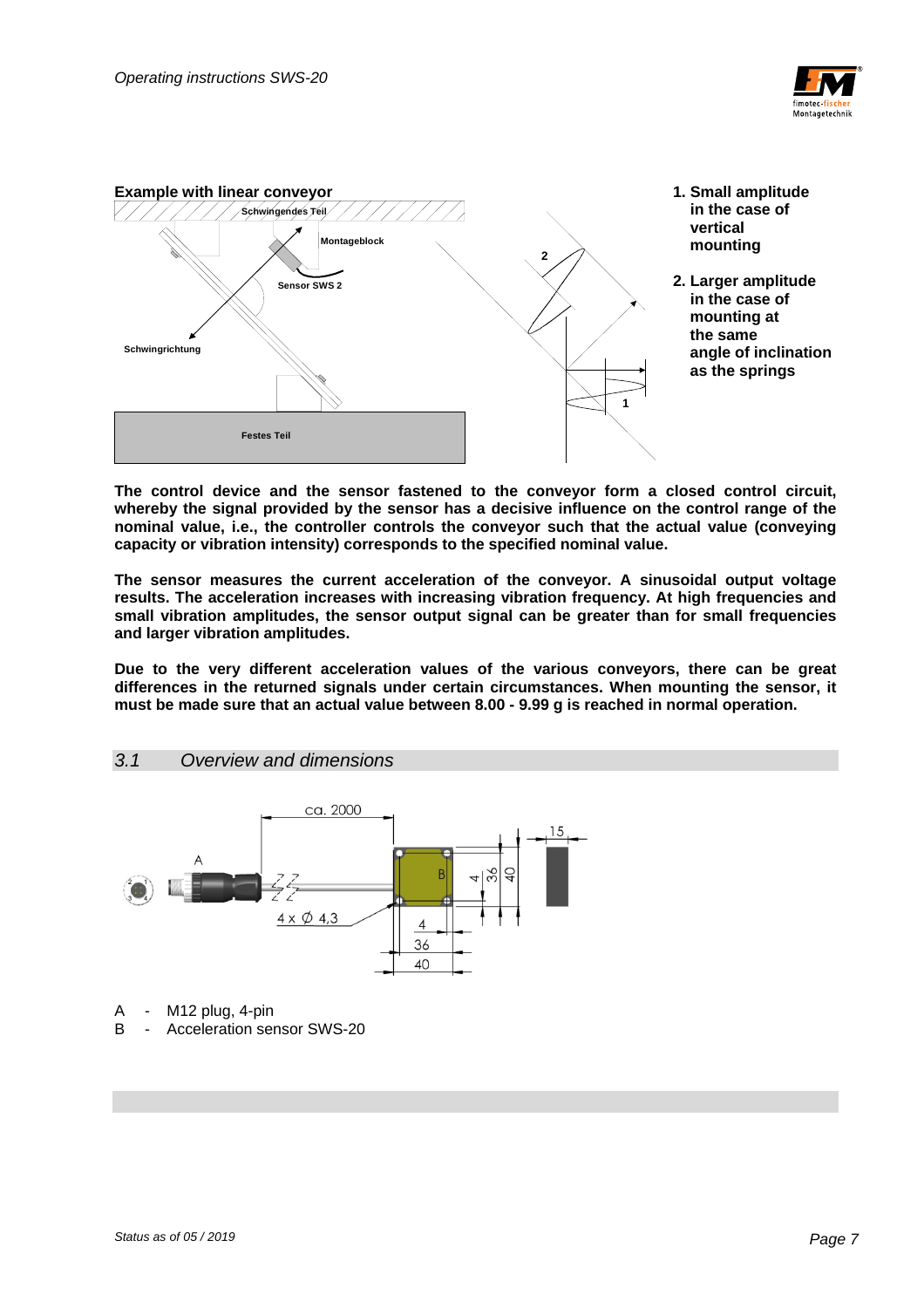**Example with linear conveyor**

1. **Small amplitude in the case of vertical mounting**
2. **Larger amplitude in the case of mounting at the same angle of inclination as the springs**

**The control device and the sensor fastened to the conveyor form a closed control circuit, whereby the signal provided by the sensor has a decisive influence on the control range of the nominal value, i.e., the controller controls the conveyor such that the actual value (conveying capacity or vibration intensity) corresponds to the specified nominal value.**

**The sensor measures the current acceleration of the conveyor. A sinusoidal output voltage results. The acceleration increases with increasing vibration frequency. At high frequencies and small vibration amplitudes, the sensor output signal can be greater than for small frequencies and larger vibration amplitudes.**

**Due to the very different acceleration values of the various conveyors, there can be great differences in the returned signals under certain circumstances. When mounting the sensor, it must be made sure that an actual value between 8.00 - 9.99 g is reached in normal operation.**

## *3.1 Overview and dimensions*

A - M12 plug, 4-pin

B - Acceleration sensor SWS-20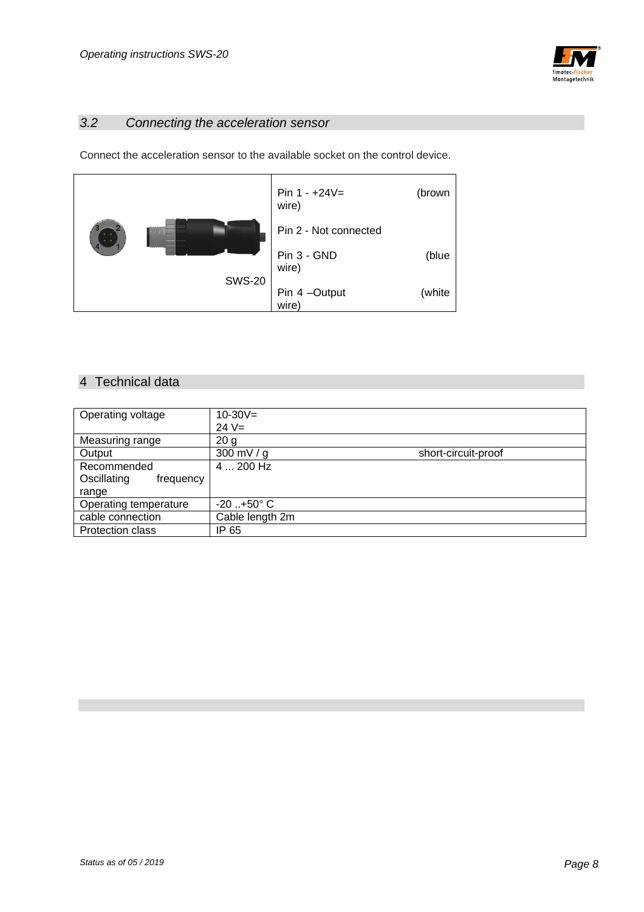## *3.2 Connecting the acceleration sensor*

Connect the acceleration sensor to the available socket on the control device.

| SWS-20 | Pin 1 - +24V= (brown wire)<br>Pin 2 - Not connected<br>Pin 3 - GND (blue wire)<br>Pin 4 –Output (white wire) |
|---|---|

# 4 Technical data

| Operating voltage | 10-30V=<br>24 V= | |
|---|---|---|
| Measuring range | 20 g | |
| Output | 300 mV / g | short-circuit-proof |
| Recommended Oscillating frequency range | 4 ... 200 Hz | |
| Operating temperature | -20 ..+50° C | |
| cable connection | Cable length 2m | |
| Protection class | IP 65 | |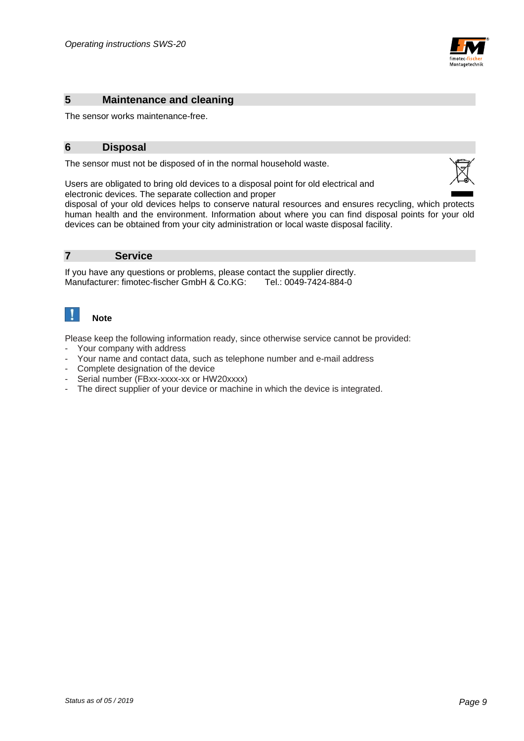## 5 Maintenance and cleaning

The sensor works maintenance-free.

## 6 Disposal

The sensor must not be disposed of in the normal household waste.

Users are obligated to bring old devices to a disposal point for old electrical and electronic devices. The separate collection and proper disposal of your old devices helps to conserve natural resources and ensures recycling, which protects human health and the environment. Information about where you can find disposal points for your old devices can be obtained from your city administration or local waste disposal facility.

## 7 Service

If you have any questions or problems, please contact the supplier directly.
Manufacturer: fimotec-fischer GmbH & Co.KG: Tel.: 0049-7424-884-0

**Note**

Please keep the following information ready, since otherwise service cannot be provided:

- Your company with address
- Your name and contact data, such as telephone number and e-mail address
- Complete designation of the device
- Serial number (FBxx-xxxx-xx or HW20xxxx)
- The direct supplier of your device or machine in which the device is integrated.